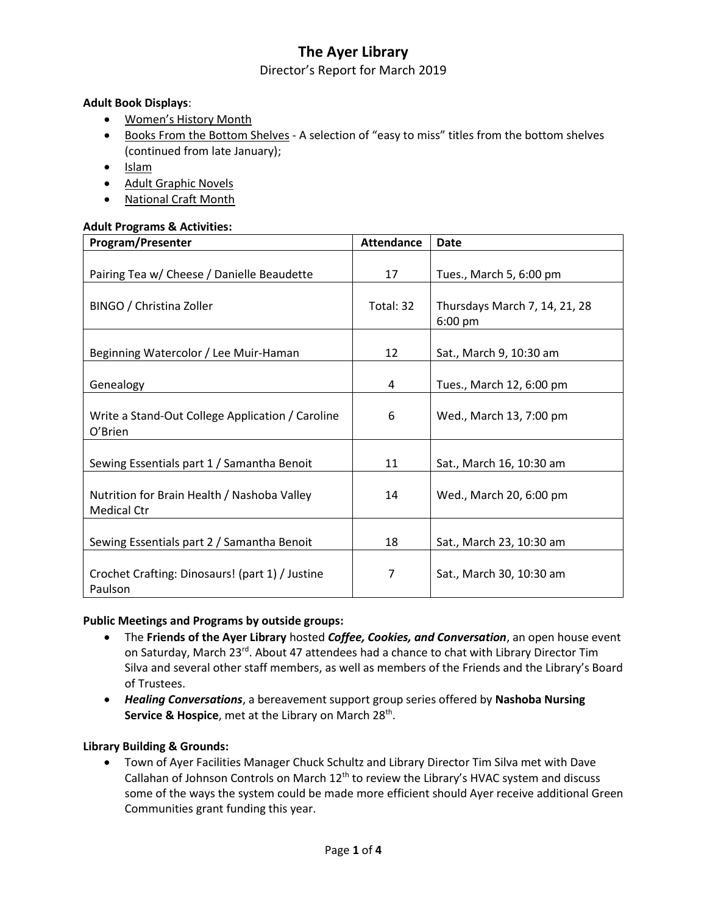# The Ayer Library

Director's Report for March 2019

**Adult Book Displays**:

- Women's History Month
- Books From the Bottom Shelves - A selection of "easy to miss" titles from the bottom shelves (continued from late January);
- Islam
- Adult Graphic Novels
- National Craft Month

**Adult Programs & Activities:**

| Program/Presenter | Attendance | Date |
|---|---|---|
| Pairing Tea w/ Cheese / Danielle Beaudette | 17 | Tues., March 5, 6:00 pm |
| BINGO / Christina Zoller | Total: 32 | Thursdays March 7, 14, 21, 28 6:00 pm |
| Beginning Watercolor / Lee Muir-Haman | 12 | Sat., March 9, 10:30 am |
| Genealogy | 4 | Tues., March 12, 6:00 pm |
| Write a Stand-Out College Application / Caroline O'Brien | 6 | Wed., March 13, 7:00 pm |
| Sewing Essentials part 1 / Samantha Benoit | 11 | Sat., March 16, 10:30 am |
| Nutrition for Brain Health / Nashoba Valley Medical Ctr | 14 | Wed., March 20, 6:00 pm |
| Sewing Essentials part 2 / Samantha Benoit | 18 | Sat., March 23, 10:30 am |
| Crochet Crafting: Dinosaurs! (part 1) / Justine Paulson | 7 | Sat., March 30, 10:30 am |

**Public Meetings and Programs by outside groups:**

- The **Friends of the Ayer Library** hosted ***Coffee, Cookies, and Conversation***, an open house event on Saturday, March 23rd. About 47 attendees had a chance to chat with Library Director Tim Silva and several other staff members, as well as members of the Friends and the Library's Board of Trustees.
- ***Healing Conversations***, a bereavement support group series offered by **Nashoba Nursing Service & Hospice**, met at the Library on March 28th.

**Library Building & Grounds:**

- Town of Ayer Facilities Manager Chuck Schultz and Library Director Tim Silva met with Dave Callahan of Johnson Controls on March 12th to review the Library's HVAC system and discuss some of the ways the system could be made more efficient should Ayer receive additional Green Communities grant funding this year.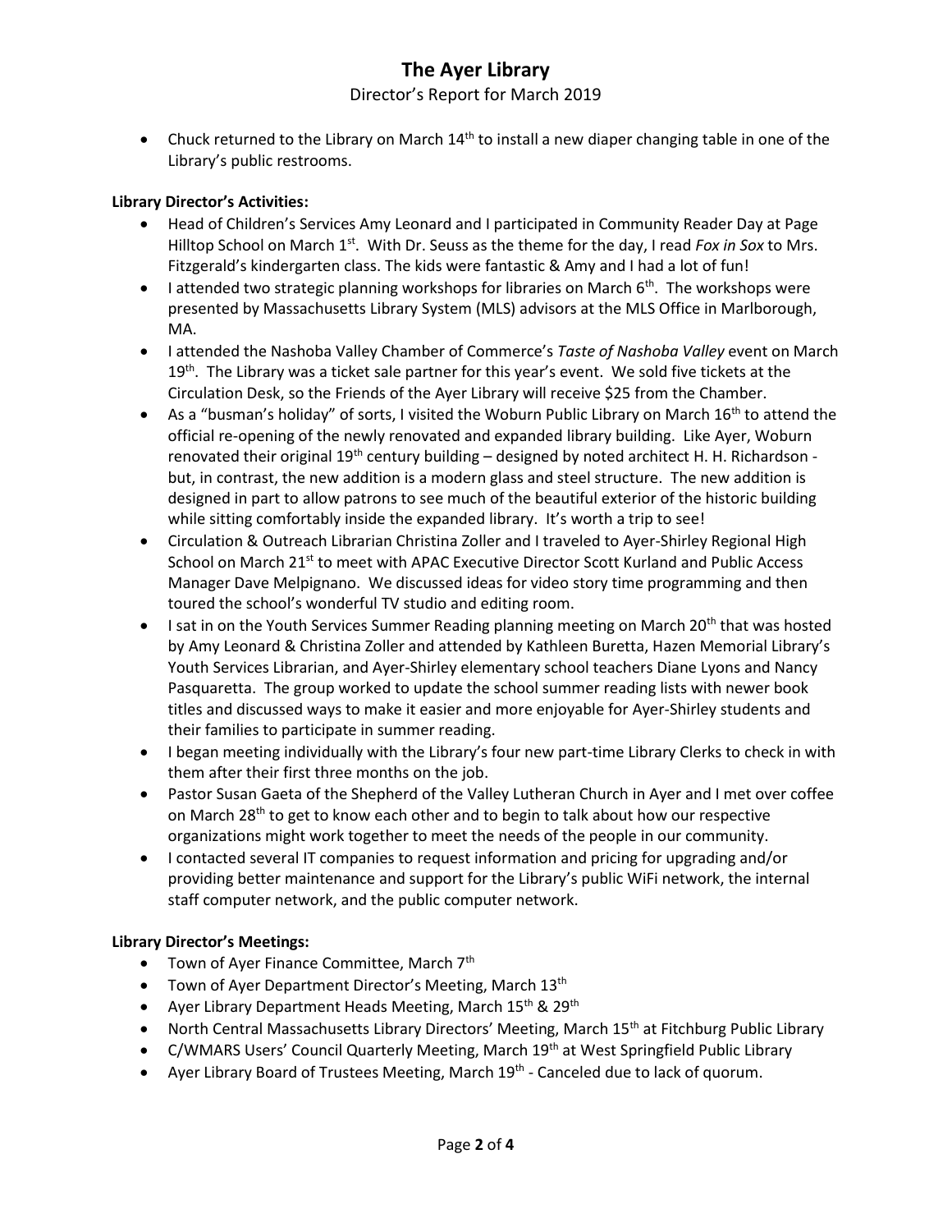- Chuck returned to the Library on March 14th to install a new diaper changing table in one of the Library's public restrooms.

**Library Director's Activities:**

- Head of Children's Services Amy Leonard and I participated in Community Reader Day at Page Hilltop School on March 1st. With Dr. Seuss as the theme for the day, I read *Fox in Sox* to Mrs. Fitzgerald's kindergarten class. The kids were fantastic & Amy and I had a lot of fun!
- I attended two strategic planning workshops for libraries on March 6th. The workshops were presented by Massachusetts Library System (MLS) advisors at the MLS Office in Marlborough, MA.
- I attended the Nashoba Valley Chamber of Commerce's *Taste of Nashoba Valley* event on March 19th. The Library was a ticket sale partner for this year's event. We sold five tickets at the Circulation Desk, so the Friends of the Ayer Library will receive $25 from the Chamber.
- As a "busman's holiday" of sorts, I visited the Woburn Public Library on March 16th to attend the official re-opening of the newly renovated and expanded library building. Like Ayer, Woburn renovated their original 19th century building – designed by noted architect H. H. Richardson - but, in contrast, the new addition is a modern glass and steel structure. The new addition is designed in part to allow patrons to see much of the beautiful exterior of the historic building while sitting comfortably inside the expanded library. It's worth a trip to see!
- Circulation & Outreach Librarian Christina Zoller and I traveled to Ayer-Shirley Regional High School on March 21st to meet with APAC Executive Director Scott Kurland and Public Access Manager Dave Melpignano. We discussed ideas for video story time programming and then toured the school's wonderful TV studio and editing room.
- I sat in on the Youth Services Summer Reading planning meeting on March 20th that was hosted by Amy Leonard & Christina Zoller and attended by Kathleen Buretta, Hazen Memorial Library's Youth Services Librarian, and Ayer-Shirley elementary school teachers Diane Lyons and Nancy Pasquaretta. The group worked to update the school summer reading lists with newer book titles and discussed ways to make it easier and more enjoyable for Ayer-Shirley students and their families to participate in summer reading.
- I began meeting individually with the Library's four new part-time Library Clerks to check in with them after their first three months on the job.
- Pastor Susan Gaeta of the Shepherd of the Valley Lutheran Church in Ayer and I met over coffee on March 28th to get to know each other and to begin to talk about how our respective organizations might work together to meet the needs of the people in our community.
- I contacted several IT companies to request information and pricing for upgrading and/or providing better maintenance and support for the Library's public WiFi network, the internal staff computer network, and the public computer network.

**Library Director's Meetings:**

- Town of Ayer Finance Committee, March 7th
- Town of Ayer Department Director's Meeting, March 13th
- Ayer Library Department Heads Meeting, March 15th & 29th
- North Central Massachusetts Library Directors' Meeting, March 15th at Fitchburg Public Library
- C/WMARS Users' Council Quarterly Meeting, March 19th at West Springfield Public Library
- Ayer Library Board of Trustees Meeting, March 19th - Canceled due to lack of quorum.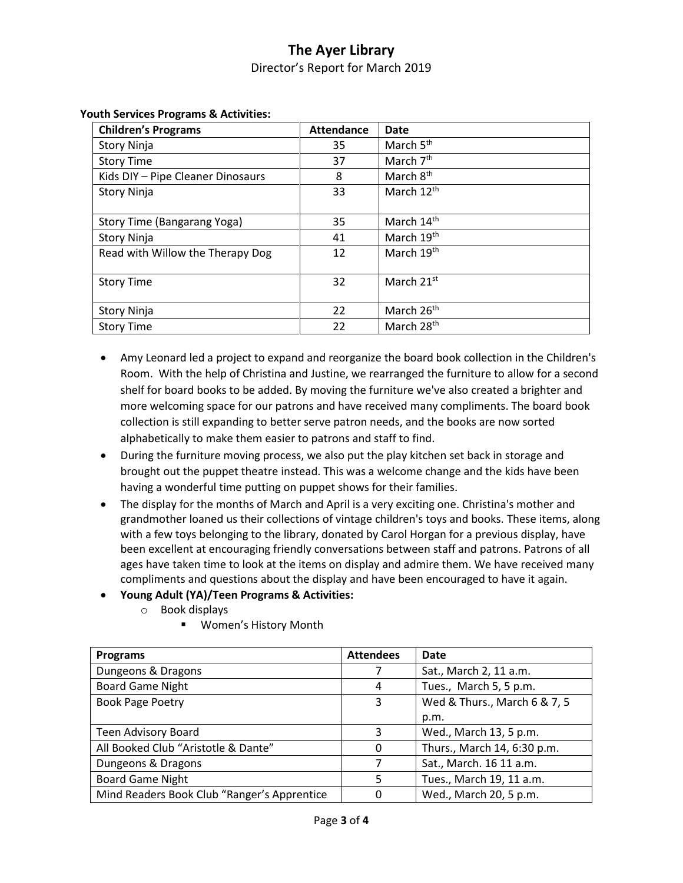# The Ayer Library

Director's Report for March 2019

**Youth Services Programs & Activities:**

| Children's Programs | Attendance | Date |
|---|---|---|
| Story Ninja | 35 | March 5th |
| Story Time | 37 | March 7th |
| Kids DIY – Pipe Cleaner Dinosaurs | 8 | March 8th |
| Story Ninja | 33 | March 12th |
| Story Time (Bangarang Yoga) | 35 | March 14th |
| Story Ninja | 41 | March 19th |
| Read with Willow the Therapy Dog | 12 | March 19th |
| Story Time | 32 | March 21st |
| Story Ninja | 22 | March 26th |
| Story Time | 22 | March 28th |

- Amy Leonard led a project to expand and reorganize the board book collection in the Children's Room. With the help of Christina and Justine, we rearranged the furniture to allow for a second shelf for board books to be added. By moving the furniture we've also created a brighter and more welcoming space for our patrons and have received many compliments. The board book collection is still expanding to better serve patron needs, and the books are now sorted alphabetically to make them easier to patrons and staff to find.
- During the furniture moving process, we also put the play kitchen set back in storage and brought out the puppet theatre instead. This was a welcome change and the kids have been having a wonderful time putting on puppet shows for their families.
- The display for the months of March and April is a very exciting one. Christina's mother and grandmother loaned us their collections of vintage children's toys and books. These items, along with a few toys belonging to the library, donated by Carol Horgan for a previous display, have been excellent at encouraging friendly conversations between staff and patrons. Patrons of all ages have taken time to look at the items on display and admire them. We have received many compliments and questions about the display and have been encouraged to have it again.
- **Young Adult (YA)/Teen Programs & Activities:**
  - Book displays
    - Women's History Month

| Programs | Attendees | Date |
|---|---|---|
| Dungeons & Dragons | 7 | Sat., March 2, 11 a.m. |
| Board Game Night | 4 | Tues., March 5, 5 p.m. |
| Book Page Poetry | 3 | Wed & Thurs., March 6 & 7, 5 p.m. |
| Teen Advisory Board | 3 | Wed., March 13, 5 p.m. |
| All Booked Club "Aristotle & Dante" | 0 | Thurs., March 14, 6:30 p.m. |
| Dungeons & Dragons | 7 | Sat., March. 16 11 a.m. |
| Board Game Night | 5 | Tues., March 19, 11 a.m. |
| Mind Readers Book Club "Ranger's Apprentice | 0 | Wed., March 20, 5 p.m. |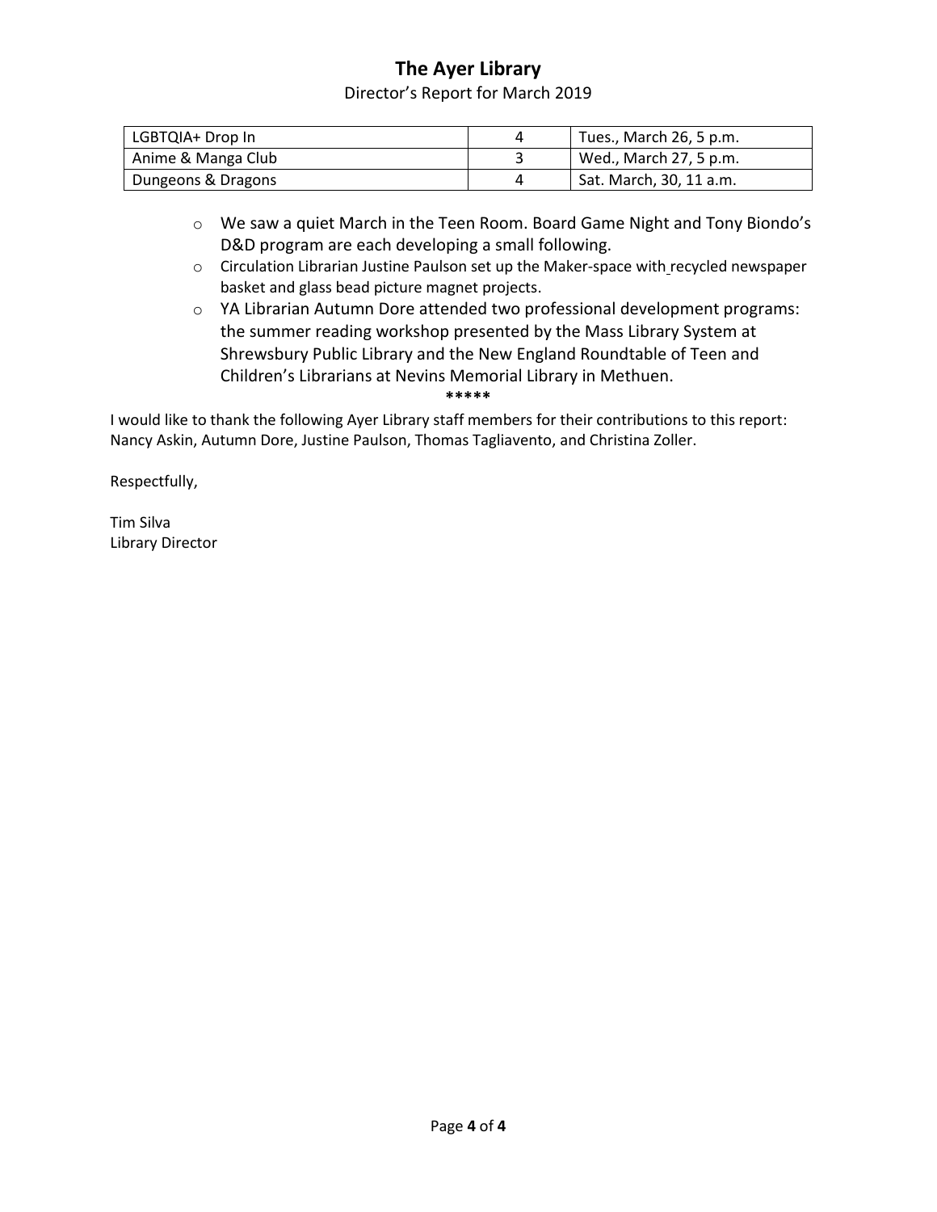| | | |
|---|---|---|
| LGBTQIA+ Drop In | 4 | Tues., March 26, 5 p.m. |
| Anime & Manga Club | 3 | Wed., March 27, 5 p.m. |
| Dungeons & Dragons | 4 | Sat. March, 30, 11 a.m. |

- We saw a quiet March in the Teen Room. Board Game Night and Tony Biondo's D&D program are each developing a small following.
- Circulation Librarian Justine Paulson set up the Maker-space with recycled newspaper basket and glass bead picture magnet projects.
- YA Librarian Autumn Dore attended two professional development programs: the summer reading workshop presented by the Mass Library System at Shrewsbury Public Library and the New England Roundtable of Teen and Children's Librarians at Nevins Memorial Library in Methuen.

*****

I would like to thank the following Ayer Library staff members for their contributions to this report: Nancy Askin, Autumn Dore, Justine Paulson, Thomas Tagliavento, and Christina Zoller.

Respectfully,

Tim Silva
Library Director